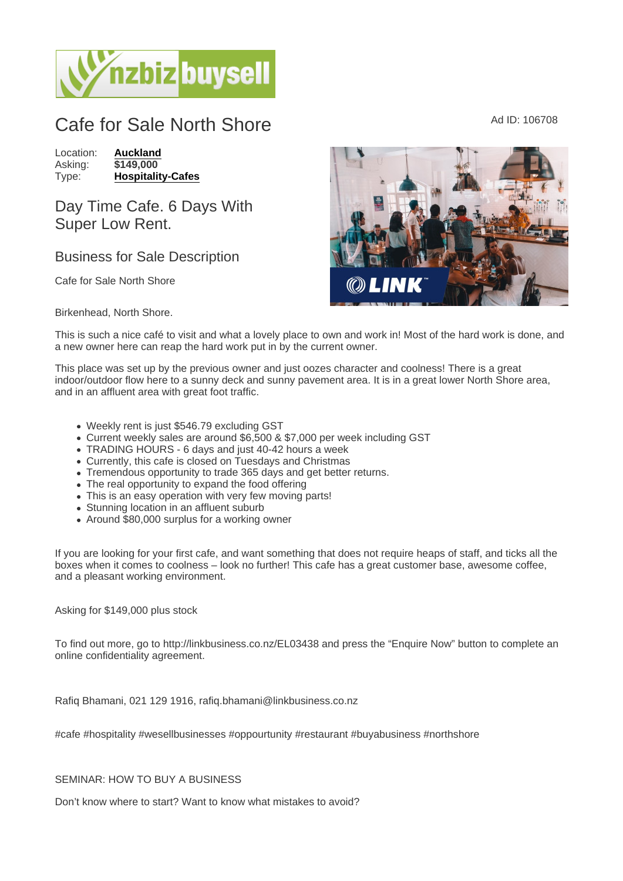# Cafe for Sale North Shore

Ad ID: 106708

Location: **Auckland**
Asking: **$149,000**
Type: **Hospitality-Cafes**

## Day Time Cafe. 6 Days With Super Low Rent.

## Business for Sale Description

Cafe for Sale North Shore

Birkenhead, North Shore.

This is such a nice café to visit and what a lovely place to own and work in! Most of the hard work is done, and a new owner here can reap the hard work put in by the current owner.

This place was set up by the previous owner and just oozes character and coolness! There is a great indoor/outdoor flow here to a sunny deck and sunny pavement area. It is in a great lower North Shore area, and in an affluent area with great foot traffic.

- Weekly rent is just $546.79 excluding GST
- Current weekly sales are around $6,500 & $7,000 per week including GST
- TRADING HOURS - 6 days and just 40-42 hours a week
- Currently, this cafe is closed on Tuesdays and Christmas
- Tremendous opportunity to trade 365 days and get better returns.
- The real opportunity to expand the food offering
- This is an easy operation with very few moving parts!
- Stunning location in an affluent suburb
- Around $80,000 surplus for a working owner

If you are looking for your first cafe, and want something that does not require heaps of staff, and ticks all the boxes when it comes to coolness – look no further! This cafe has a great customer base, awesome coffee, and a pleasant working environment.

Asking for $149,000 plus stock

To find out more, go to http://linkbusiness.co.nz/EL03438 and press the "Enquire Now" button to complete an online confidentiality agreement.

Rafiq Bhamani, 021 129 1916, rafiq.bhamani@linkbusiness.co.nz

#cafe #hospitality #wesellbusinesses #oppourtunity #restaurant #buyabusiness #northshore

SEMINAR: HOW TO BUY A BUSINESS

Don't know where to start? Want to know what mistakes to avoid?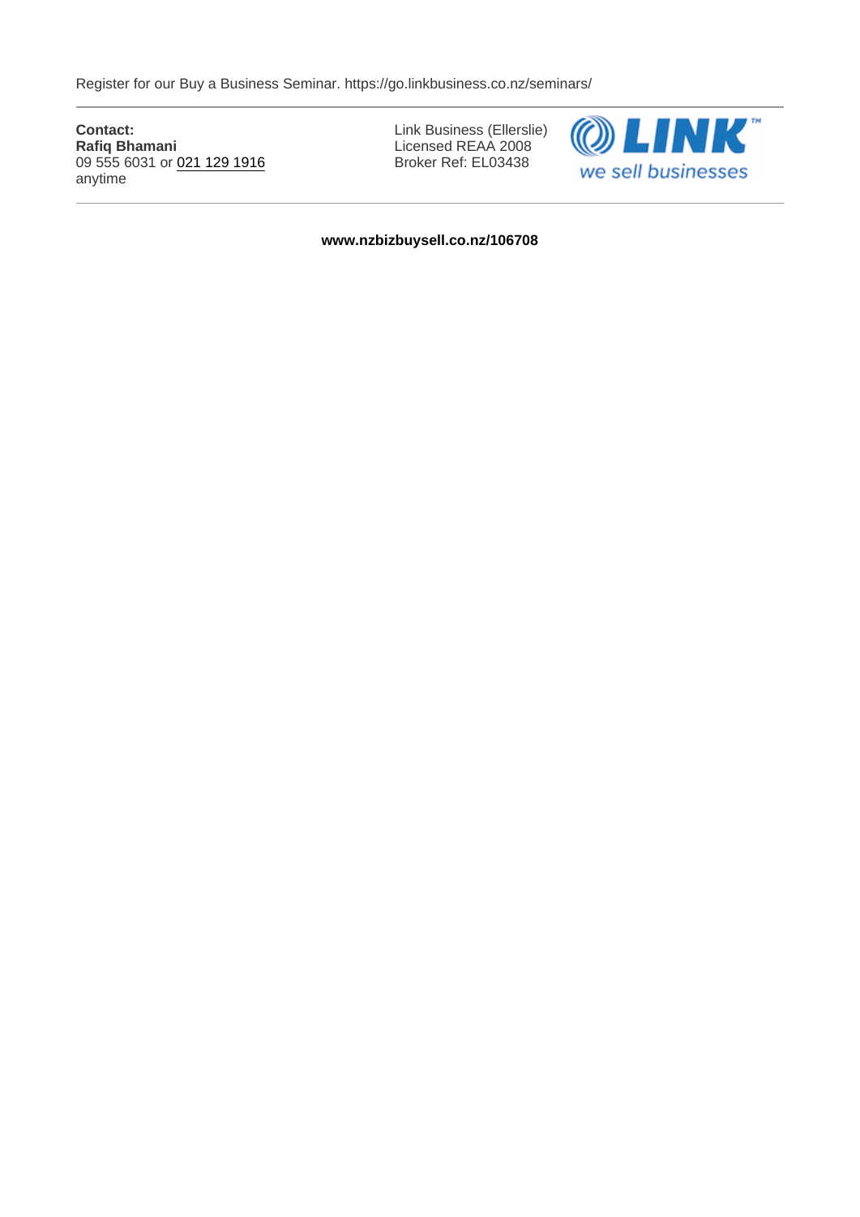Register for our Buy a Business Seminar. https://go.linkbusiness.co.nz/seminars/

---

**Contact:**
**Rafiq Bhamani**
09 555 6031 or 021 129 1916
anytime

Link Business (Ellerslie)
Licensed REAA 2008
Broker Ref: EL03438

LINK™
we sell businesses

---

**www.nzbizbuysell.co.nz/106708**